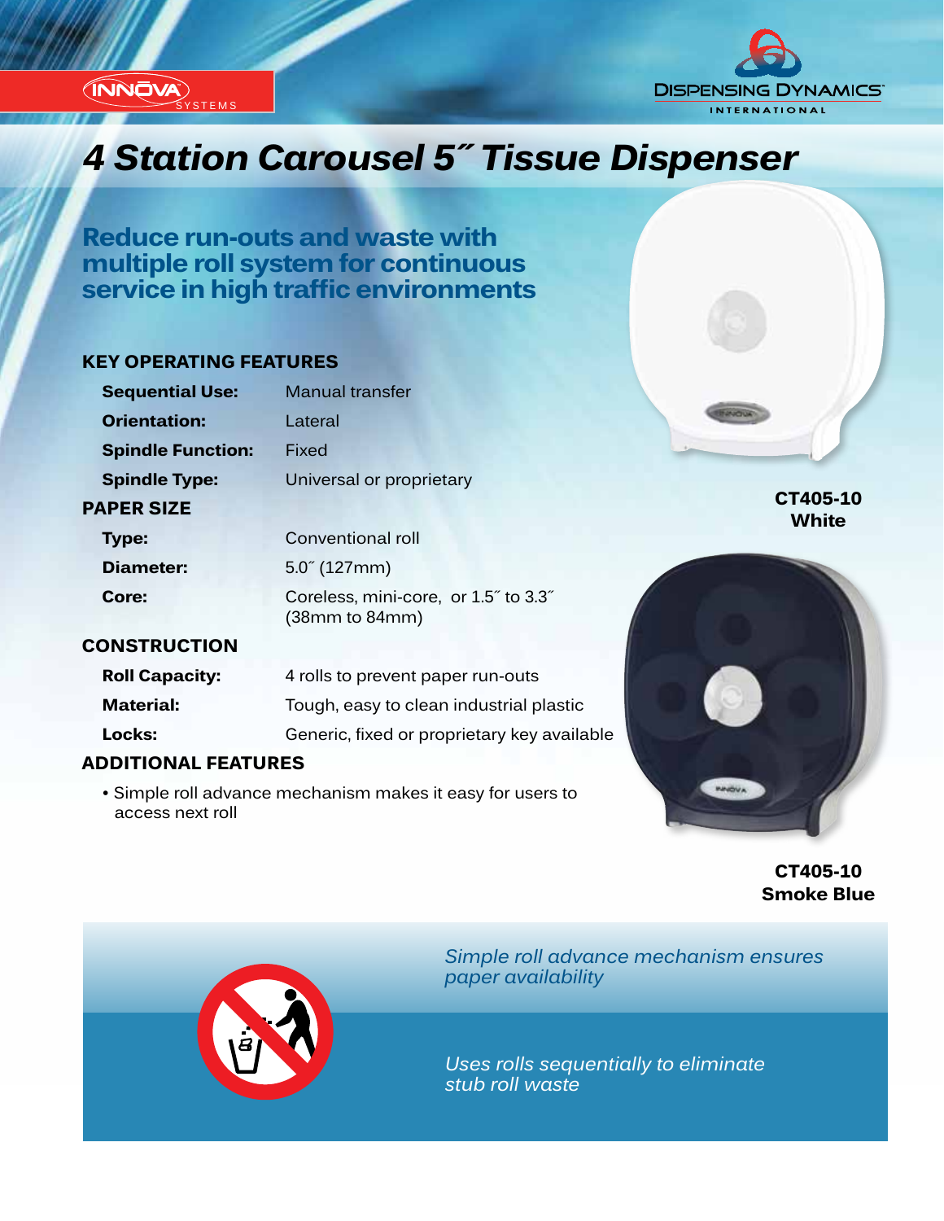INNOVA SYSTEMS

DISPENSING DYNAMICS INTERNATIONAL

# 4 Station Carousel 5˝ Tissue Dispenser

## Reduce run-outs and waste with multiple roll system for continuous service in high traffic environments

### KEY OPERATING FEATURES

| | |
|---|---|
| **Sequential Use:** | Manual transfer |
| **Orientation:** | Lateral |
| **Spindle Function:** | Fixed |
| **Spindle Type:** | Universal or proprietary |

### PAPER SIZE

| | |
|---|---|
| **Type:** | Conventional roll |
| **Diameter:** | 5.0˝ (127mm) |
| **Core:** | Coreless, mini-core, or 1.5˝ to 3.3˝ (38mm to 84mm) |

### CONSTRUCTION

| | |
|---|---|
| **Roll Capacity:** | 4 rolls to prevent paper run-outs |
| **Material:** | Tough, easy to clean industrial plastic |
| **Locks:** | Generic, fixed or proprietary key available |

### ADDITIONAL FEATURES

- Simple roll advance mechanism makes it easy for users to access next roll

**CT405-10**
**White**

**CT405-10**
**Smoke Blue**

*Simple roll advance mechanism ensures paper availability*

*Uses rolls sequentially to eliminate stub roll waste*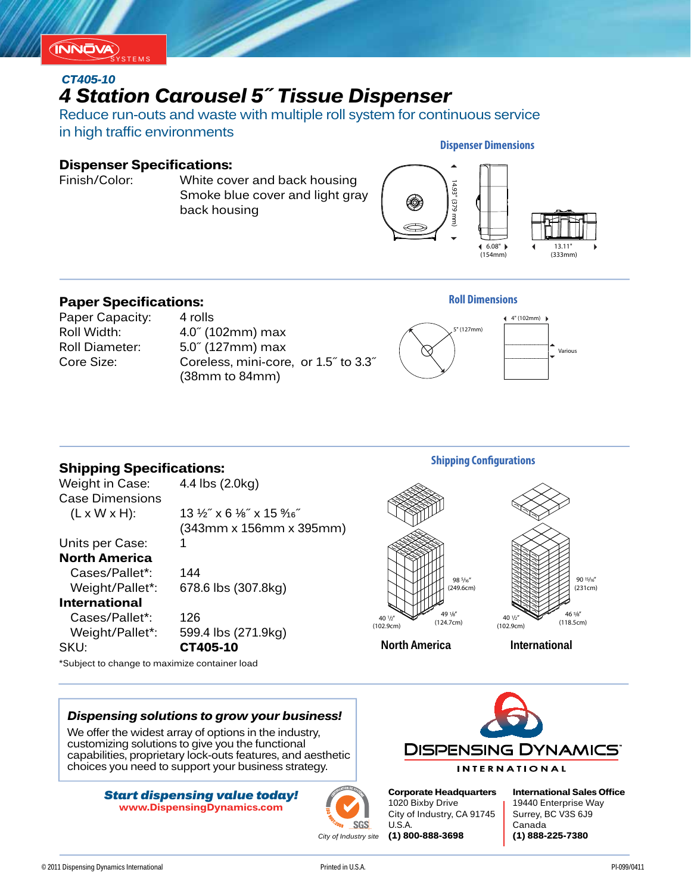INNOVA SYSTEMS

*CT405-10*

# *4 Station Carousel 5˝ Tissue Dispenser*

Reduce run-outs and waste with multiple roll system for continuous service in high traffic environments

## Dispenser Specifications:

| | |
|---|---|
| Finish/Color: | White cover and back housing |
| | Smoke blue cover and light gray back housing |

**Dispenser Dimensions**

14.93" (379 mm)

6.08" (154mm)

13.11" (333mm)

## Paper Specifications:

| | |
|---|---|
| Paper Capacity: | 4 rolls |
| Roll Width: | 4.0˝ (102mm) max |
| Roll Diameter: | 5.0˝ (127mm) max |
| Core Size: | Coreless, mini-core, or 1.5˝ to 3.3˝ (38mm to 84mm) |

**Roll Dimensions**

5" (127mm)

4" (102mm)

Various

## Shipping Specifications:

| | |
|---|---|
| Weight in Case: | 4.4 lbs (2.0kg) |
| Case Dimensions (L x W x H): | 13 ½˝ x 6 ⅛˝ x 15 ⁹⁄₁₆˝ (343mm x 156mm x 395mm) |
| Units per Case: | 1 |
| **North America** | |
| Cases/Pallet*: | 144 |
| Weight/Pallet*: | 678.6 lbs (307.8kg) |
| **International** | |
| Cases/Pallet*: | 126 |
| Weight/Pallet*: | 599.4 lbs (271.9kg) |
| SKU: | **CT405-10** |

*Subject to change to maximize container load

**Shipping Configurations**

98 5/16" (249.6cm)

40 ½" (102.9cm)

49 1/8" (124.7cm)

North America

90 15/16" (231cm)

40 ½" (102.9cm)

46 5/8" (118.5cm)

International

***Dispensing solutions to grow your business!***

We offer the widest array of options in the industry, customizing solutions to give you the functional capabilities, proprietary lock-outs features, and aesthetic choices you need to support your business strategy.

***Start dispensing value today!***
**www.DispensingDynamics.com**

DISPENSING DYNAMICS INTERNATIONAL

ISO 9001:2008 SGS
City of Industry site

**Corporate Headquarters**
1020 Bixby Drive
City of Industry, CA 91745
U.S.A.
**(1) 800-888-3698**

**International Sales Office**
19440 Enterprise Way
Surrey, BC V3S 6J9
Canada
**(1) 888-225-7380**

© 2011 Dispensing Dynamics International

Printed in U.S.A.

PI-099/0411